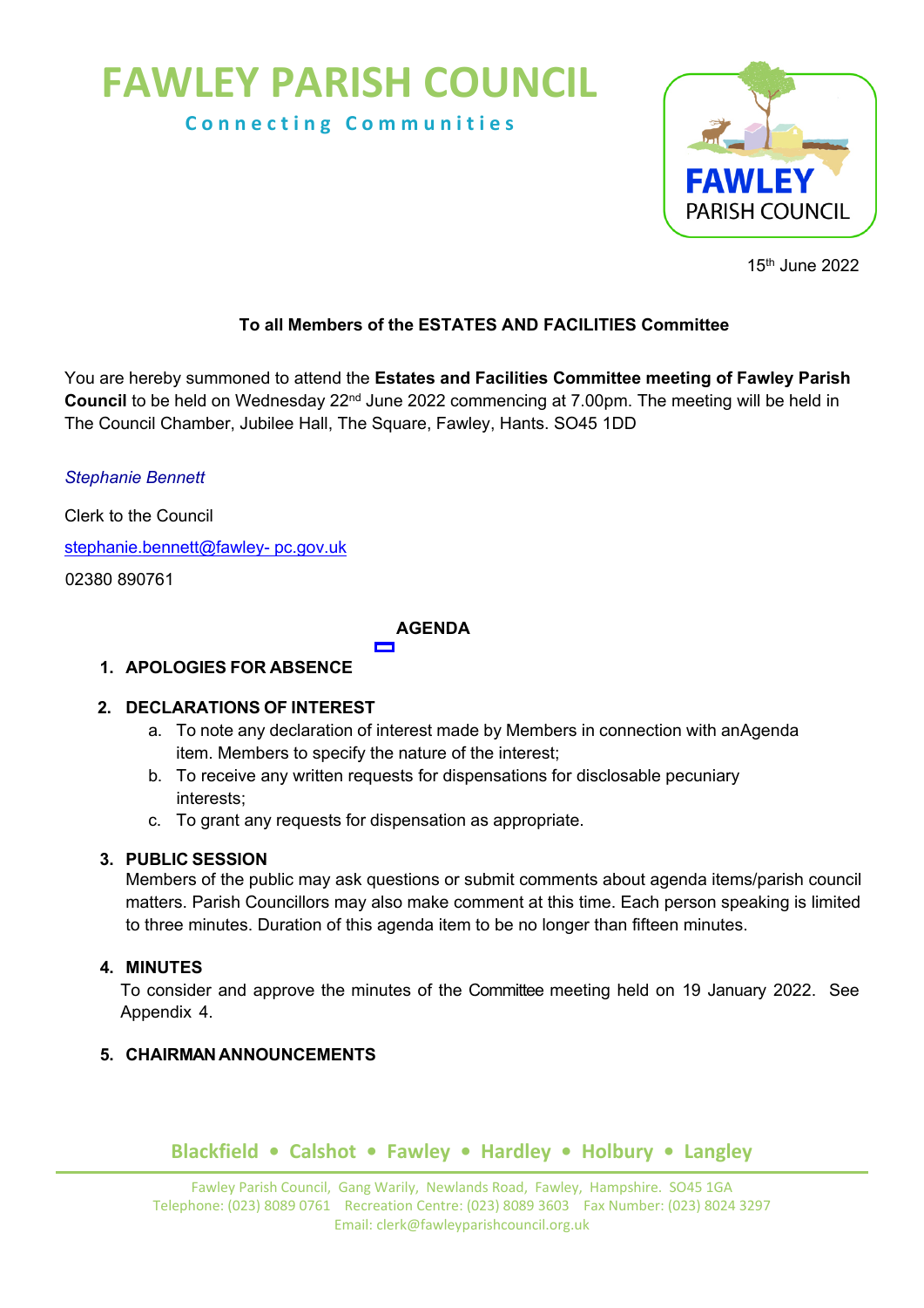# FAWLEY PARISH COUNCIL

**Connecting Communities**

15th June 2022

**To all Members of the ESTATES AND FACILITIES Committee**

You are hereby summoned to attend the **Estates and Facilities Committee meeting of Fawley Parish Council** to be held on Wednesday 22nd June 2022 commencing at 7.00pm. The meeting will be held in The Council Chamber, Jubilee Hall, The Square, Fawley, Hants. SO45 1DD

*Stephanie Bennett*

Clerk to the Council

stephanie.bennett@fawley- pc.gov.uk

02380 890761

## AGENDA

1. **APOLOGIES FOR ABSENCE**

2. **DECLARATIONS OF INTEREST**
   a. To note any declaration of interest made by Members in connection with anAgenda item. Members to specify the nature of the interest;
   b. To receive any written requests for dispensations for disclosable pecuniary interests;
   c. To grant any requests for dispensation as appropriate.

3. **PUBLIC SESSION**
   Members of the public may ask questions or submit comments about agenda items/parish council matters. Parish Councillors may also make comment at this time. Each person speaking is limited to three minutes. Duration of this agenda item to be no longer than fifteen minutes.

4. **MINUTES**
   To consider and approve the minutes of the Committee meeting held on 19 January 2022. See Appendix 4.

5. **CHAIRMAN ANNOUNCEMENTS**

Blackfield • Calshot • Fawley • Hardley • Holbury • Langley

Fawley Parish Council, Gang Warily, Newlands Road, Fawley, Hampshire. SO45 1GA
Telephone: (023) 8089 0761 Recreation Centre: (023) 8089 3603 Fax Number: (023) 8024 3297
Email: clerk@fawleyparishcouncil.org.uk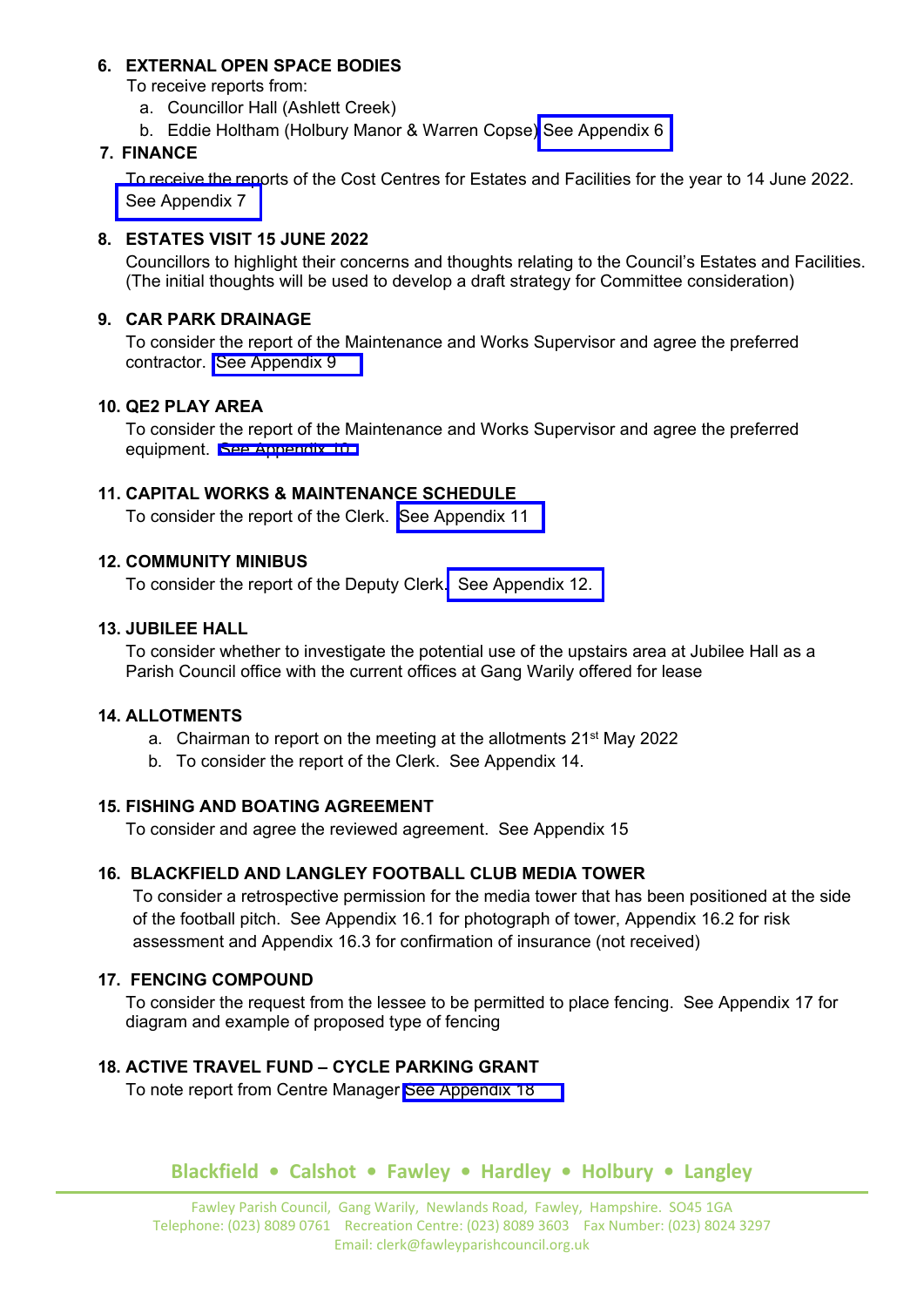## 6. EXTERNAL OPEN SPACE BODIES

To receive reports from:

a. Councillor Hall (Ashlett Creek)
b. Eddie Holtham (Holbury Manor & Warren Copse) See Appendix 6

## 7. FINANCE

To receive the reports of the Cost Centres for Estates and Facilities for the year to 14 June 2022. See Appendix 7

## 8. ESTATES VISIT 15 JUNE 2022

Councillors to highlight their concerns and thoughts relating to the Council's Estates and Facilities. (The initial thoughts will be used to develop a draft strategy for Committee consideration)

## 9. CAR PARK DRAINAGE

To consider the report of the Maintenance and Works Supervisor and agree the preferred contractor. See Appendix 9

## 10. QE2 PLAY AREA

To consider the report of the Maintenance and Works Supervisor and agree the preferred equipment. See Appendix 10

## 11. CAPITAL WORKS & MAINTENANCE SCHEDULE

To consider the report of the Clerk. See Appendix 11

## 12. COMMUNITY MINIBUS

To consider the report of the Deputy Clerk. See Appendix 12.

## 13. JUBILEE HALL

To consider whether to investigate the potential use of the upstairs area at Jubilee Hall as a Parish Council office with the current offices at Gang Warily offered for lease

## 14. ALLOTMENTS

a. Chairman to report on the meeting at the allotments 21st May 2022
b. To consider the report of the Clerk. See Appendix 14.

## 15. FISHING AND BOATING AGREEMENT

To consider and agree the reviewed agreement. See Appendix 15

## 16. BLACKFIELD AND LANGLEY FOOTBALL CLUB MEDIA TOWER

To consider a retrospective permission for the media tower that has been positioned at the side of the football pitch. See Appendix 16.1 for photograph of tower, Appendix 16.2 for risk assessment and Appendix 16.3 for confirmation of insurance (not received)

## 17. FENCING COMPOUND

To consider the request from the lessee to be permitted to place fencing. See Appendix 17 for diagram and example of proposed type of fencing

## 18. ACTIVE TRAVEL FUND – CYCLE PARKING GRANT

To note report from Centre Manager See Appendix 18

Blackfield • Calshot • Fawley • Hardley • Holbury • Langley

Fawley Parish Council, Gang Warily, Newlands Road, Fawley, Hampshire. SO45 1GA
Telephone: (023) 8089 0761 Recreation Centre: (023) 8089 3603 Fax Number: (023) 8024 3297
Email: clerk@fawleyparishcouncil.org.uk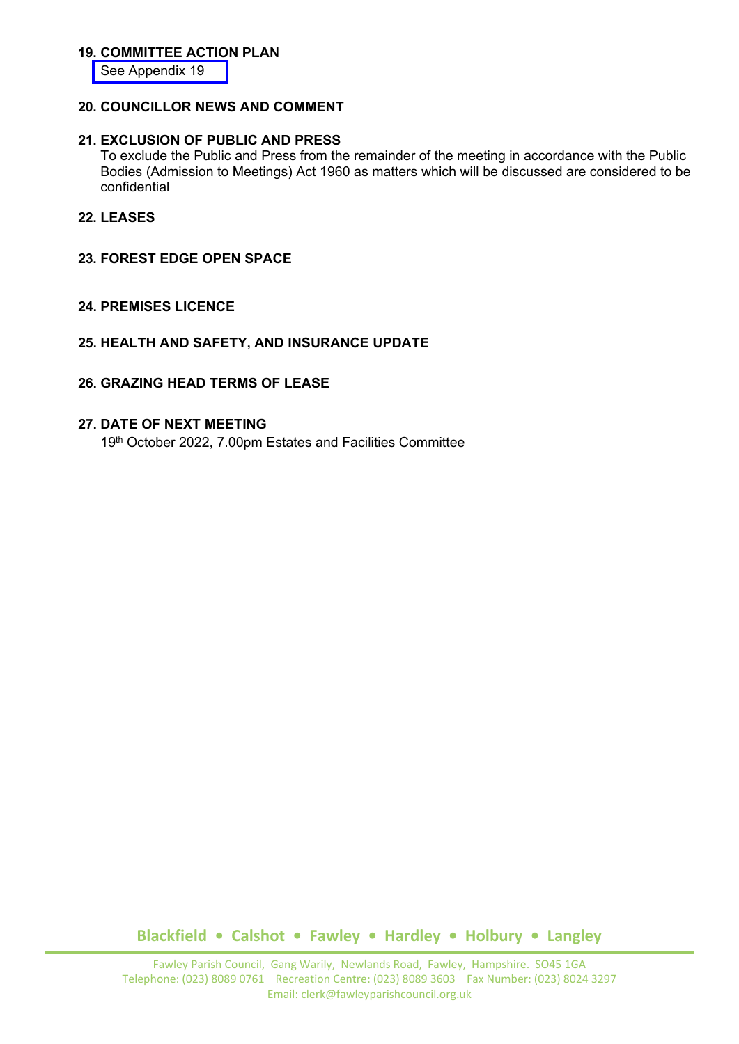**19. COMMITTEE ACTION PLAN**

See Appendix 19

**20. COUNCILLOR NEWS AND COMMENT**

**21. EXCLUSION OF PUBLIC AND PRESS**

To exclude the Public and Press from the remainder of the meeting in accordance with the Public Bodies (Admission to Meetings) Act 1960 as matters which will be discussed are considered to be confidential

**22. LEASES**

**23. FOREST EDGE OPEN SPACE**

**24. PREMISES LICENCE**

**25. HEALTH AND SAFETY, AND INSURANCE UPDATE**

**26. GRAZING HEAD TERMS OF LEASE**

**27. DATE OF NEXT MEETING**

19th October 2022, 7.00pm Estates and Facilities Committee

**Blackfield • Calshot • Fawley • Hardley • Holbury • Langley**

Fawley Parish Council, Gang Warily, Newlands Road, Fawley, Hampshire. SO45 1GA
Telephone: (023) 8089 0761 Recreation Centre: (023) 8089 3603 Fax Number: (023) 8024 3297
Email: clerk@fawleyparishcouncil.org.uk